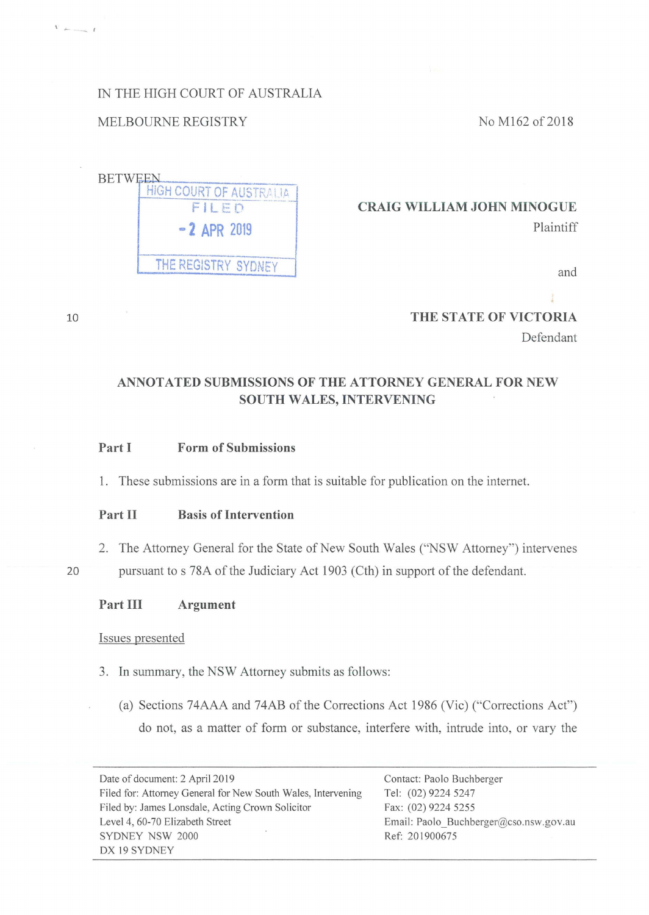IN THE HIGH COURT OF AUSTRALIA

MELBOURNE REGISTRY

No M162 of 2018

BETWEEN

HIGH COURT OF AUSTRALIA
FILED
- 2 APR 2019
THE REGISTRY SYDNEY

**CRAIG WILLIAM JOHN MINOGUE**
Plaintiff

and

**THE STATE OF VICTORIA**
Defendant

## ANNOTATED SUBMISSIONS OF THE ATTORNEY GENERAL FOR NEW SOUTH WALES, INTERVENING

### Part I Form of Submissions

1. These submissions are in a form that is suitable for publication on the internet.

### Part II Basis of Intervention

2. The Attorney General for the State of New South Wales ("NSW Attorney") intervenes pursuant to s 78A of the Judiciary Act 1903 (Cth) in support of the defendant.

### Part III Argument

Issues presented

3. In summary, the NSW Attorney submits as follows:

   (a) Sections 74AAA and 74AB of the Corrections Act 1986 (Vic) ("Corrections Act") do not, as a matter of form or substance, interfere with, intrude into, or vary the

---

Date of document: 2 April 2019
Filed for: Attorney General for New South Wales, Intervening
Filed by: James Lonsdale, Acting Crown Solicitor
Level 4, 60-70 Elizabeth Street
SYDNEY NSW 2000
DX 19 SYDNEY

Contact: Paolo Buchberger
Tel: (02) 9224 5247
Fax: (02) 9224 5255
Email: Paolo_Buchberger@cso.nsw.gov.au
Ref: 201900675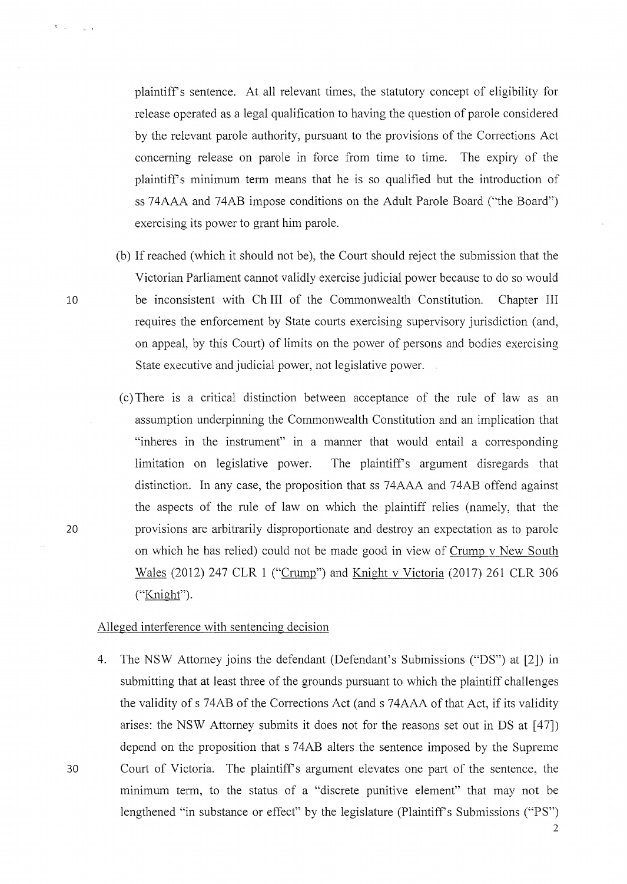plaintiff's sentence. At all relevant times, the statutory concept of eligibility for release operated as a legal qualification to having the question of parole considered by the relevant parole authority, pursuant to the provisions of the Corrections Act concerning release on parole in force from time to time. The expiry of the plaintiff's minimum term means that he is so qualified but the introduction of ss 74AAA and 74AB impose conditions on the Adult Parole Board ("the Board") exercising its power to grant him parole.

(b) If reached (which it should not be), the Court should reject the submission that the Victorian Parliament cannot validly exercise judicial power because to do so would be inconsistent with Ch III of the Commonwealth Constitution. Chapter III requires the enforcement by State courts exercising supervisory jurisdiction (and, on appeal, by this Court) of limits on the power of persons and bodies exercising State executive and judicial power, not legislative power.

(c) There is a critical distinction between acceptance of the rule of law as an assumption underpinning the Commonwealth Constitution and an implication that "inheres in the instrument" in a manner that would entail a corresponding limitation on legislative power. The plaintiff's argument disregards that distinction. In any case, the proposition that ss 74AAA and 74AB offend against the aspects of the rule of law on which the plaintiff relies (namely, that the provisions are arbitrarily disproportionate and destroy an expectation as to parole on which he has relied) could not be made good in view of Crump v New South Wales (2012) 247 CLR 1 ("Crump") and Knight v Victoria (2017) 261 CLR 306 ("Knight").

## Alleged interference with sentencing decision

4. The NSW Attorney joins the defendant (Defendant's Submissions ("DS") at [2]) in submitting that at least three of the grounds pursuant to which the plaintiff challenges the validity of s 74AB of the Corrections Act (and s 74AAA of that Act, if its validity arises: the NSW Attorney submits it does not for the reasons set out in DS at [47]) depend on the proposition that s 74AB alters the sentence imposed by the Supreme Court of Victoria. The plaintiff's argument elevates one part of the sentence, the minimum term, to the status of a "discrete punitive element" that may not be lengthened "in substance or effect" by the legislature (Plaintiff's Submissions ("PS")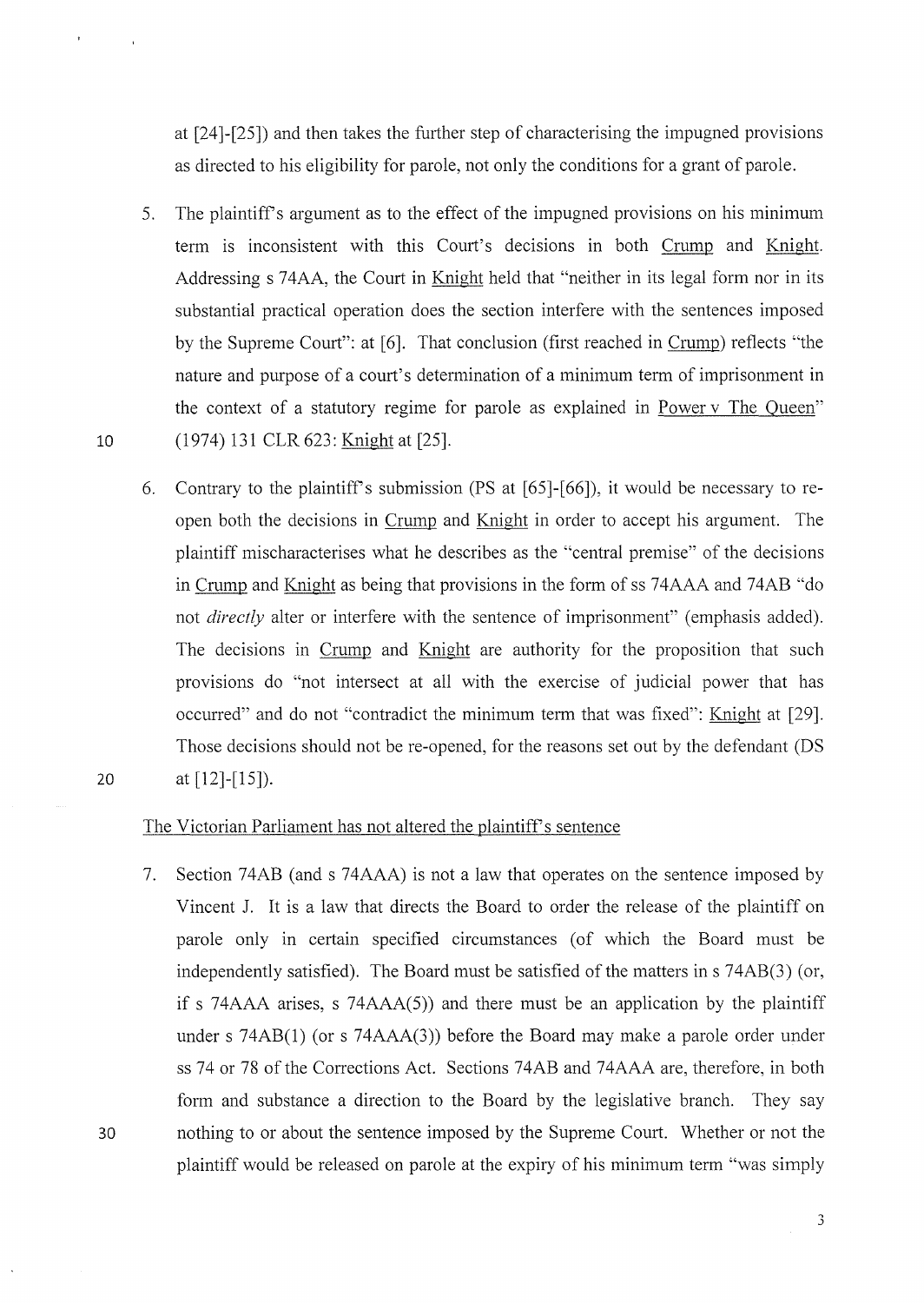at [24]-[25]) and then takes the further step of characterising the impugned provisions as directed to his eligibility for parole, not only the conditions for a grant of parole.

5. The plaintiff's argument as to the effect of the impugned provisions on his minimum term is inconsistent with this Court's decisions in both Crump and Knight. Addressing s 74AA, the Court in Knight held that "neither in its legal form nor in its substantial practical operation does the section interfere with the sentences imposed by the Supreme Court": at [6]. That conclusion (first reached in Crump) reflects "the nature and purpose of a court's determination of a minimum term of imprisonment in the context of a statutory regime for parole as explained in Power v The Queen" (1974) 131 CLR 623: Knight at [25].

6. Contrary to the plaintiff's submission (PS at [65]-[66]), it would be necessary to re-open both the decisions in Crump and Knight in order to accept his argument. The plaintiff mischaracterises what he describes as the "central premise" of the decisions in Crump and Knight as being that provisions in the form of ss 74AAA and 74AB "do not *directly* alter or interfere with the sentence of imprisonment" (emphasis added). The decisions in Crump and Knight are authority for the proposition that such provisions do "not intersect at all with the exercise of judicial power that has occurred" and do not "contradict the minimum term that was fixed": Knight at [29]. Those decisions should not be re-opened, for the reasons set out by the defendant (DS at [12]-[15]).

## The Victorian Parliament has not altered the plaintiff's sentence

7. Section 74AB (and s 74AAA) is not a law that operates on the sentence imposed by Vincent J. It is a law that directs the Board to order the release of the plaintiff on parole only in certain specified circumstances (of which the Board must be independently satisfied). The Board must be satisfied of the matters in s 74AB(3) (or, if s 74AAA arises, s 74AAA(5)) and there must be an application by the plaintiff under s 74AB(1) (or s 74AAA(3)) before the Board may make a parole order under ss 74 or 78 of the Corrections Act. Sections 74AB and 74AAA are, therefore, in both form and substance a direction to the Board by the legislative branch. They say nothing to or about the sentence imposed by the Supreme Court. Whether or not the plaintiff would be released on parole at the expiry of his minimum term "was simply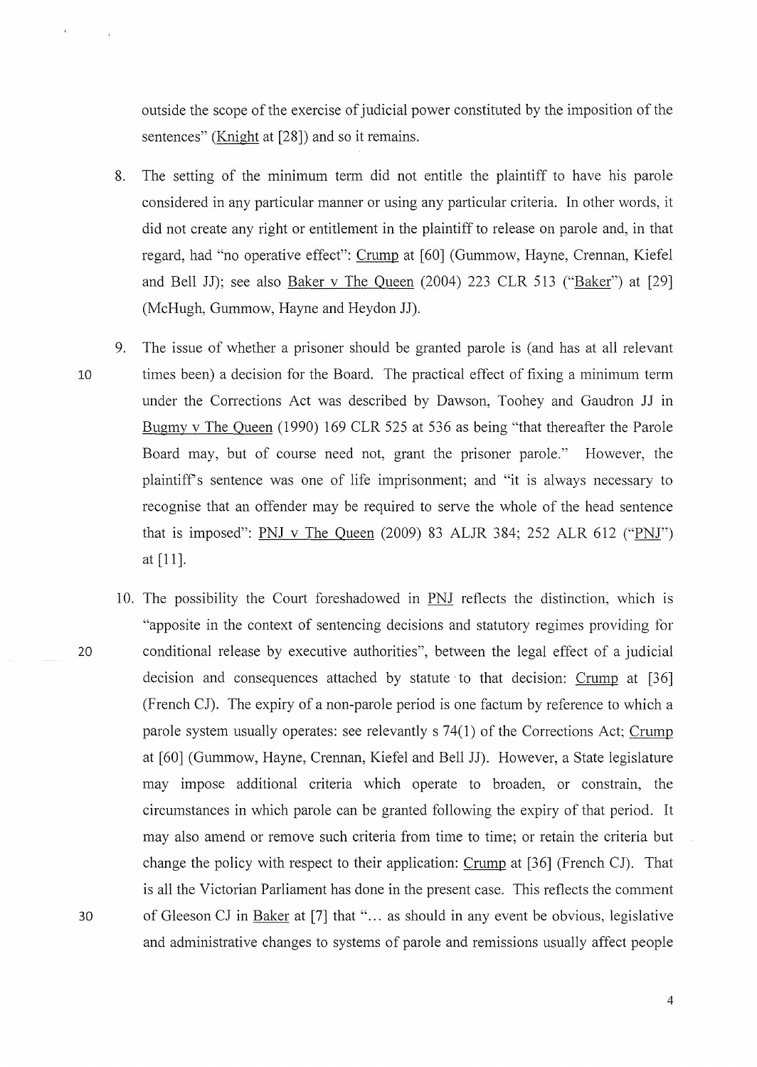outside the scope of the exercise of judicial power constituted by the imposition of the sentences" (Knight at [28]) and so it remains.

8. The setting of the minimum term did not entitle the plaintiff to have his parole considered in any particular manner or using any particular criteria. In other words, it did not create any right or entitlement in the plaintiff to release on parole and, in that regard, had "no operative effect": Crump at [60] (Gummow, Hayne, Crennan, Kiefel and Bell JJ); see also Baker v The Queen (2004) 223 CLR 513 ("Baker") at [29] (McHugh, Gummow, Hayne and Heydon JJ).

9. The issue of whether a prisoner should be granted parole is (and has at all relevant times been) a decision for the Board. The practical effect of fixing a minimum term under the Corrections Act was described by Dawson, Toohey and Gaudron JJ in Bugmy v The Queen (1990) 169 CLR 525 at 536 as being "that thereafter the Parole Board may, but of course need not, grant the prisoner parole." However, the plaintiff's sentence was one of life imprisonment; and "it is always necessary to recognise that an offender may be required to serve the whole of the head sentence that is imposed": PNJ v The Queen (2009) 83 ALJR 384; 252 ALR 612 ("PNJ") at [11].

10. The possibility the Court foreshadowed in PNJ reflects the distinction, which is "apposite in the context of sentencing decisions and statutory regimes providing for conditional release by executive authorities", between the legal effect of a judicial decision and consequences attached by statute to that decision: Crump at [36] (French CJ). The expiry of a non-parole period is one factum by reference to which a parole system usually operates: see relevantly s 74(1) of the Corrections Act; Crump at [60] (Gummow, Hayne, Crennan, Kiefel and Bell JJ). However, a State legislature may impose additional criteria which operate to broaden, or constrain, the circumstances in which parole can be granted following the expiry of that period. It may also amend or remove such criteria from time to time; or retain the criteria but change the policy with respect to their application: Crump at [36] (French CJ). That is all the Victorian Parliament has done in the present case. This reflects the comment of Gleeson CJ in Baker at [7] that "... as should in any event be obvious, legislative and administrative changes to systems of parole and remissions usually affect people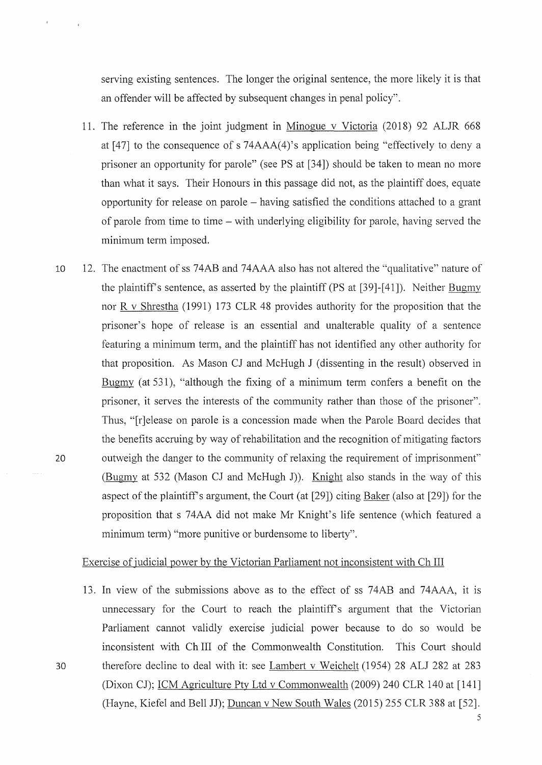serving existing sentences. The longer the original sentence, the more likely it is that an offender will be affected by subsequent changes in penal policy".

11. The reference in the joint judgment in Minogue v Victoria (2018) 92 ALJR 668 at [47] to the consequence of s 74AAA(4)'s application being "effectively to deny a prisoner an opportunity for parole" (see PS at [34]) should be taken to mean no more than what it says. Their Honours in this passage did not, as the plaintiff does, equate opportunity for release on parole – having satisfied the conditions attached to a grant of parole from time to time – with underlying eligibility for parole, having served the minimum term imposed.

12. The enactment of ss 74AB and 74AAA also has not altered the "qualitative" nature of the plaintiff's sentence, as asserted by the plaintiff (PS at [39]-[41]). Neither Bugmy nor R v Shrestha (1991) 173 CLR 48 provides authority for the proposition that the prisoner's hope of release is an essential and unalterable quality of a sentence featuring a minimum term, and the plaintiff has not identified any other authority for that proposition. As Mason CJ and McHugh J (dissenting in the result) observed in Bugmy (at 531), "although the fixing of a minimum term confers a benefit on the prisoner, it serves the interests of the community rather than those of the prisoner". Thus, "[r]elease on parole is a concession made when the Parole Board decides that the benefits accruing by way of rehabilitation and the recognition of mitigating factors outweigh the danger to the community of relaxing the requirement of imprisonment" (Bugmy at 532 (Mason CJ and McHugh J)). Knight also stands in the way of this aspect of the plaintiff's argument, the Court (at [29]) citing Baker (also at [29]) for the proposition that s 74AA did not make Mr Knight's life sentence (which featured a minimum term) "more punitive or burdensome to liberty".

## Exercise of judicial power by the Victorian Parliament not inconsistent with Ch III

13. In view of the submissions above as to the effect of ss 74AB and 74AAA, it is unnecessary for the Court to reach the plaintiff's argument that the Victorian Parliament cannot validly exercise judicial power because to do so would be inconsistent with Ch III of the Commonwealth Constitution. This Court should therefore decline to deal with it: see Lambert v Weichelt (1954) 28 ALJ 282 at 283 (Dixon CJ); ICM Agriculture Pty Ltd v Commonwealth (2009) 240 CLR 140 at [141] (Hayne, Kiefel and Bell JJ); Duncan v New South Wales (2015) 255 CLR 388 at [52].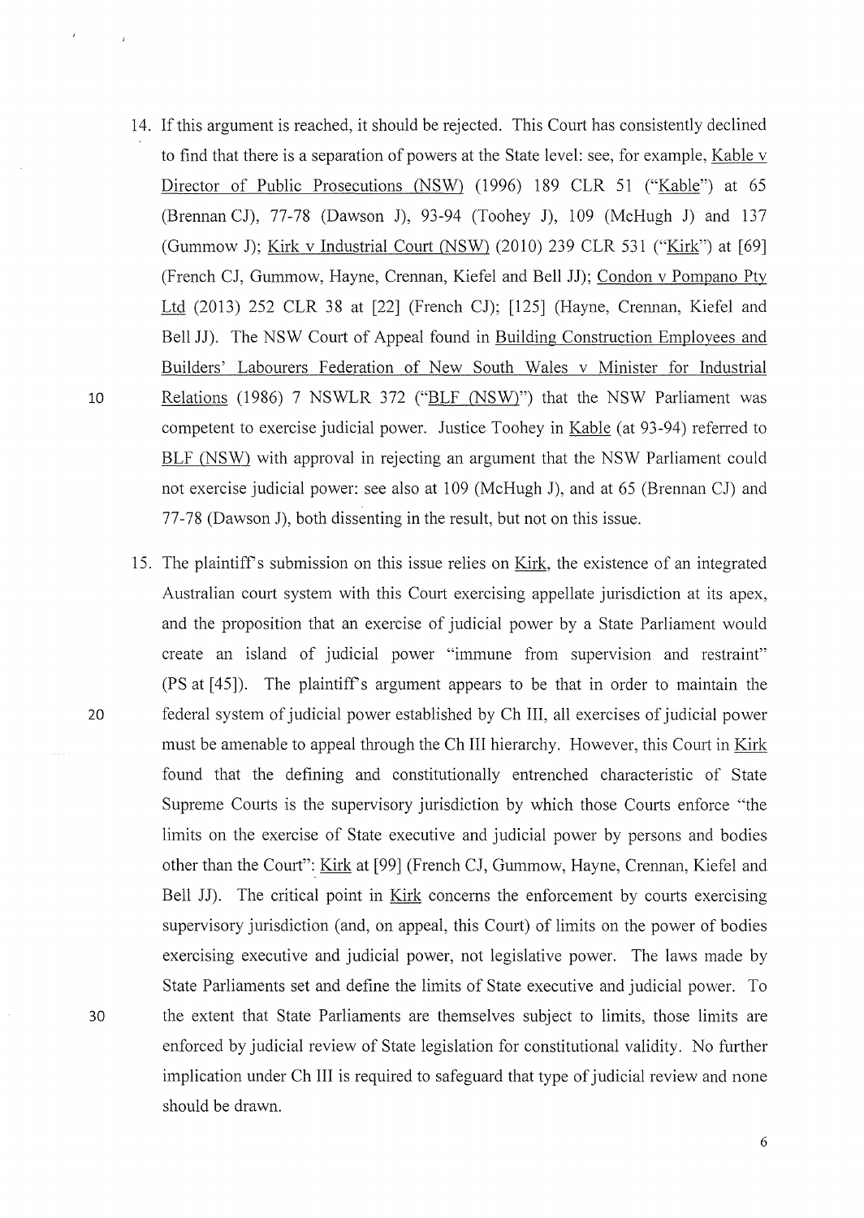14. If this argument is reached, it should be rejected. This Court has consistently declined to find that there is a separation of powers at the State level: see, for example, Kable v Director of Public Prosecutions (NSW) (1996) 189 CLR 51 ("Kable") at 65 (Brennan CJ), 77-78 (Dawson J), 93-94 (Toohey J), 109 (McHugh J) and 137 (Gummow J); Kirk v Industrial Court (NSW) (2010) 239 CLR 531 ("Kirk") at [69] (French CJ, Gummow, Hayne, Crennan, Kiefel and Bell JJ); Condon v Pompano Pty Ltd (2013) 252 CLR 38 at [22] (French CJ); [125] (Hayne, Crennan, Kiefel and Bell JJ). The NSW Court of Appeal found in Building Construction Employees and Builders' Labourers Federation of New South Wales v Minister for Industrial Relations (1986) 7 NSWLR 372 ("BLF (NSW)") that the NSW Parliament was competent to exercise judicial power. Justice Toohey in Kable (at 93-94) referred to BLF (NSW) with approval in rejecting an argument that the NSW Parliament could not exercise judicial power: see also at 109 (McHugh J), and at 65 (Brennan CJ) and 77-78 (Dawson J), both dissenting in the result, but not on this issue.

15. The plaintiff's submission on this issue relies on Kirk, the existence of an integrated Australian court system with this Court exercising appellate jurisdiction at its apex, and the proposition that an exercise of judicial power by a State Parliament would create an island of judicial power "immune from supervision and restraint" (PS at [45]). The plaintiff's argument appears to be that in order to maintain the federal system of judicial power established by Ch III, all exercises of judicial power must be amenable to appeal through the Ch III hierarchy. However, this Court in Kirk found that the defining and constitutionally entrenched characteristic of State Supreme Courts is the supervisory jurisdiction by which those Courts enforce "the limits on the exercise of State executive and judicial power by persons and bodies other than the Court": Kirk at [99] (French CJ, Gummow, Hayne, Crennan, Kiefel and Bell JJ). The critical point in Kirk concerns the enforcement by courts exercising supervisory jurisdiction (and, on appeal, this Court) of limits on the power of bodies exercising executive and judicial power, not legislative power. The laws made by State Parliaments set and define the limits of State executive and judicial power. To the extent that State Parliaments are themselves subject to limits, those limits are enforced by judicial review of State legislation for constitutional validity. No further implication under Ch III is required to safeguard that type of judicial review and none should be drawn.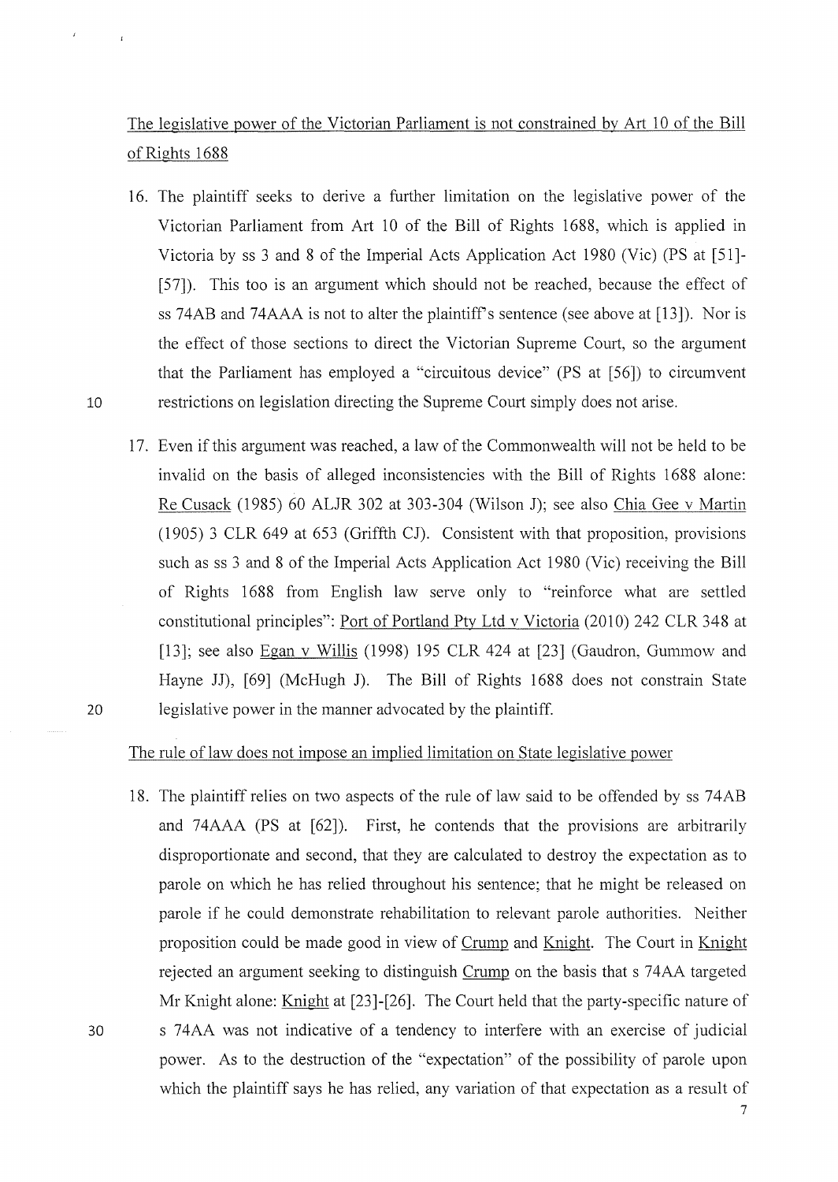The legislative power of the Victorian Parliament is not constrained by Art 10 of the Bill of Rights 1688

16. The plaintiff seeks to derive a further limitation on the legislative power of the Victorian Parliament from Art 10 of the Bill of Rights 1688, which is applied in Victoria by ss 3 and 8 of the Imperial Acts Application Act 1980 (Vic) (PS at [51]-[57]). This too is an argument which should not be reached, because the effect of ss 74AB and 74AAA is not to alter the plaintiff's sentence (see above at [13]). Nor is the effect of those sections to direct the Victorian Supreme Court, so the argument that the Parliament has employed a "circuitous device" (PS at [56]) to circumvent restrictions on legislation directing the Supreme Court simply does not arise.

17. Even if this argument was reached, a law of the Commonwealth will not be held to be invalid on the basis of alleged inconsistencies with the Bill of Rights 1688 alone: Re Cusack (1985) 60 ALJR 302 at 303-304 (Wilson J); see also Chia Gee v Martin (1905) 3 CLR 649 at 653 (Griffth CJ). Consistent with that proposition, provisions such as ss 3 and 8 of the Imperial Acts Application Act 1980 (Vic) receiving the Bill of Rights 1688 from English law serve only to "reinforce what are settled constitutional principles": Port of Portland Pty Ltd v Victoria (2010) 242 CLR 348 at [13]; see also Egan v Willis (1998) 195 CLR 424 at [23] (Gaudron, Gummow and Hayne JJ), [69] (McHugh J). The Bill of Rights 1688 does not constrain State legislative power in the manner advocated by the plaintiff.

The rule of law does not impose an implied limitation on State legislative power

18. The plaintiff relies on two aspects of the rule of law said to be offended by ss 74AB and 74AAA (PS at [62]). First, he contends that the provisions are arbitrarily disproportionate and second, that they are calculated to destroy the expectation as to parole on which he has relied throughout his sentence; that he might be released on parole if he could demonstrate rehabilitation to relevant parole authorities. Neither proposition could be made good in view of Crump and Knight. The Court in Knight rejected an argument seeking to distinguish Crump on the basis that s 74AA targeted Mr Knight alone: Knight at [23]-[26]. The Court held that the party-specific nature of s 74AA was not indicative of a tendency to interfere with an exercise of judicial power. As to the destruction of the "expectation" of the possibility of parole upon which the plaintiff says he has relied, any variation of that expectation as a result of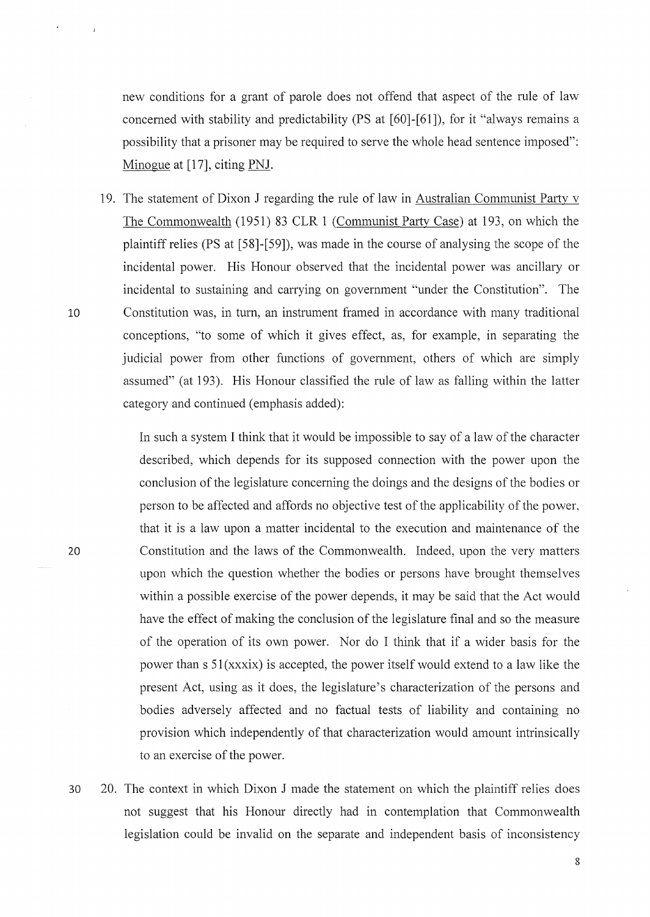new conditions for a grant of parole does not offend that aspect of the rule of law concerned with stability and predictability (PS at [60]-[61]), for it "always remains a possibility that a prisoner may be required to serve the whole head sentence imposed": Minogue at [17], citing PNJ.

19. The statement of Dixon J regarding the rule of law in Australian Communist Party v The Commonwealth (1951) 83 CLR 1 (Communist Party Case) at 193, on which the plaintiff relies (PS at [58]-[59]), was made in the course of analysing the scope of the incidental power. His Honour observed that the incidental power was ancillary or incidental to sustaining and carrying on government "under the Constitution". The Constitution was, in turn, an instrument framed in accordance with many traditional conceptions, "to some of which it gives effect, as, for example, in separating the judicial power from other functions of government, others of which are simply assumed" (at 193). His Honour classified the rule of law as falling within the latter category and continued (emphasis added):

> In such a system I think that it would be impossible to say of a law of the character described, which depends for its supposed connection with the power upon the conclusion of the legislature concerning the doings and the designs of the bodies or person to be affected and affords no objective test of the applicability of the power, that it is a law upon a matter incidental to the execution and maintenance of the Constitution and the laws of the Commonwealth. Indeed, upon the very matters upon which the question whether the bodies or persons have brought themselves within a possible exercise of the power depends, it may be said that the Act would have the effect of making the conclusion of the legislature final and so the measure of the operation of its own power. Nor do I think that if a wider basis for the power than s 51(xxxix) is accepted, the power itself would extend to a law like the present Act, using as it does, the legislature's characterization of the persons and bodies adversely affected and no factual tests of liability and containing no provision which independently of that characterization would amount intrinsically to an exercise of the power.

20. The context in which Dixon J made the statement on which the plaintiff relies does not suggest that his Honour directly had in contemplation that Commonwealth legislation could be invalid on the separate and independent basis of inconsistency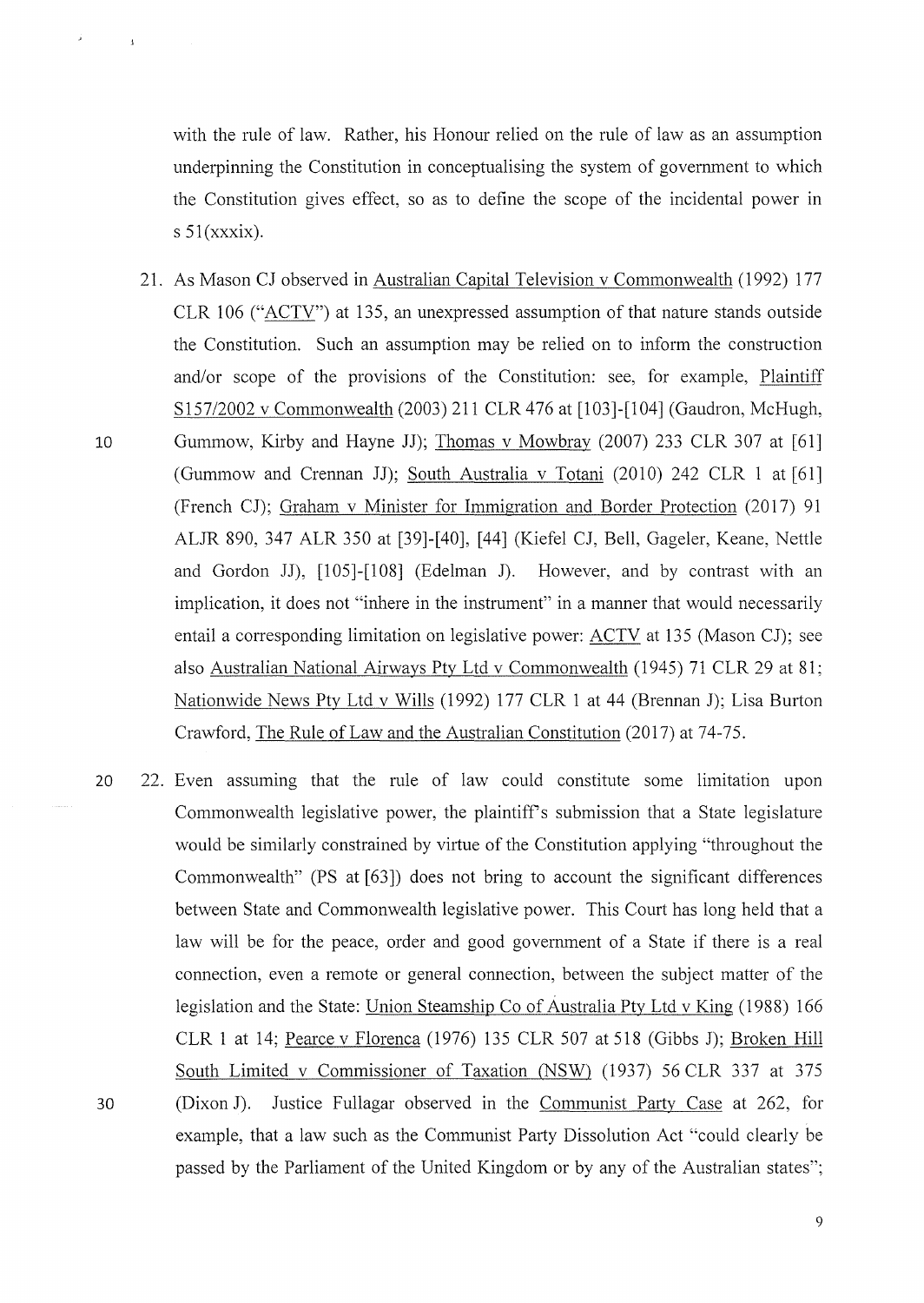with the rule of law. Rather, his Honour relied on the rule of law as an assumption underpinning the Constitution in conceptualising the system of government to which the Constitution gives effect, so as to define the scope of the incidental power in s 51(xxxix).

21. As Mason CJ observed in Australian Capital Television v Commonwealth (1992) 177 CLR 106 ("ACTV") at 135, an unexpressed assumption of that nature stands outside the Constitution. Such an assumption may be relied on to inform the construction and/or scope of the provisions of the Constitution: see, for example, Plaintiff S157/2002 v Commonwealth (2003) 211 CLR 476 at [103]-[104] (Gaudron, McHugh, Gummow, Kirby and Hayne JJ); Thomas v Mowbray (2007) 233 CLR 307 at [61] (Gummow and Crennan JJ); South Australia v Totani (2010) 242 CLR 1 at [61] (French CJ); Graham v Minister for Immigration and Border Protection (2017) 91 ALJR 890, 347 ALR 350 at [39]-[40], [44] (Kiefel CJ, Bell, Gageler, Keane, Nettle and Gordon JJ), [105]-[108] (Edelman J). However, and by contrast with an implication, it does not "inhere in the instrument" in a manner that would necessarily entail a corresponding limitation on legislative power: ACTV at 135 (Mason CJ); see also Australian National Airways Pty Ltd v Commonwealth (1945) 71 CLR 29 at 81; Nationwide News Pty Ltd v Wills (1992) 177 CLR 1 at 44 (Brennan J); Lisa Burton Crawford, The Rule of Law and the Australian Constitution (2017) at 74-75.

22. Even assuming that the rule of law could constitute some limitation upon Commonwealth legislative power, the plaintiff's submission that a State legislature would be similarly constrained by virtue of the Constitution applying "throughout the Commonwealth" (PS at [63]) does not bring to account the significant differences between State and Commonwealth legislative power. This Court has long held that a law will be for the peace, order and good government of a State if there is a real connection, even a remote or general connection, between the subject matter of the legislation and the State: Union Steamship Co of Australia Pty Ltd v King (1988) 166 CLR 1 at 14; Pearce v Florenca (1976) 135 CLR 507 at 518 (Gibbs J); Broken Hill South Limited v Commissioner of Taxation (NSW) (1937) 56 CLR 337 at 375 (Dixon J). Justice Fullagar observed in the Communist Party Case at 262, for example, that a law such as the Communist Party Dissolution Act "could clearly be passed by the Parliament of the United Kingdom or by any of the Australian states";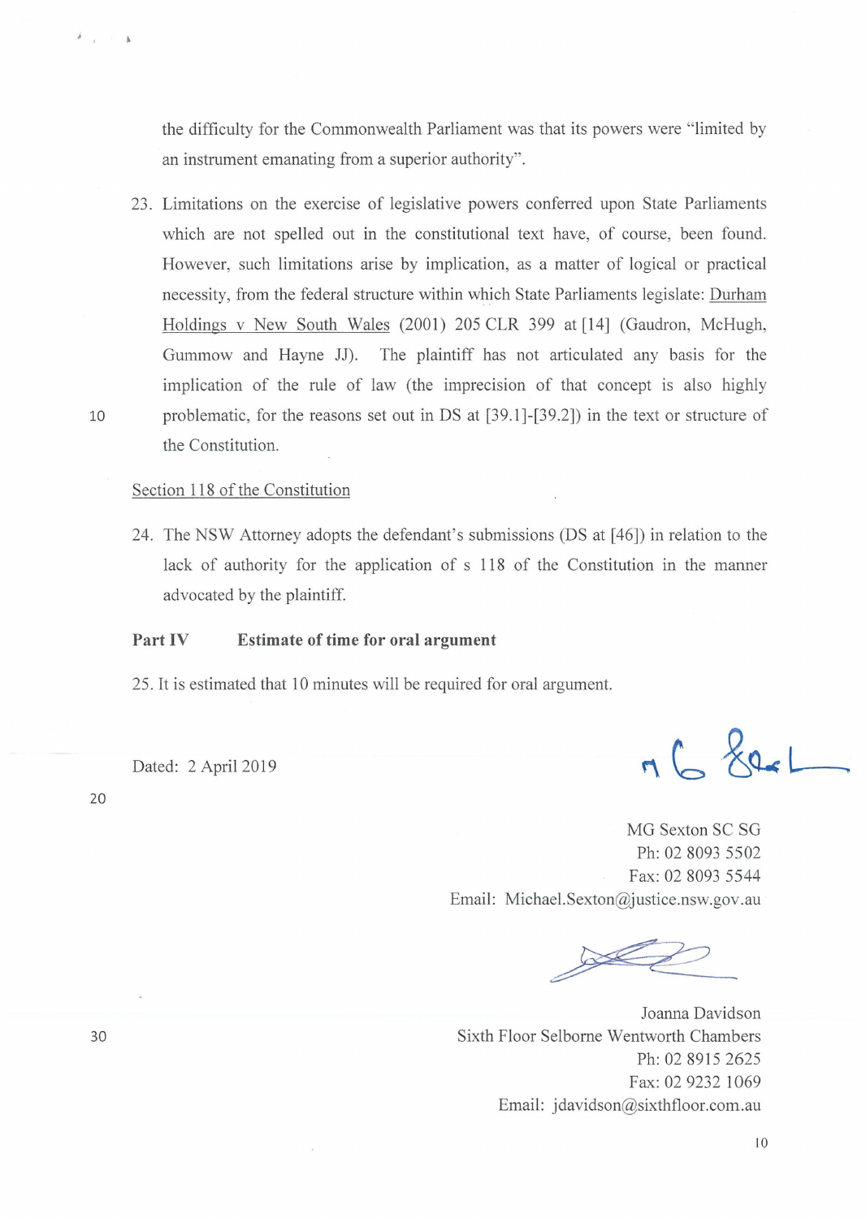the difficulty for the Commonwealth Parliament was that its powers were "limited by an instrument emanating from a superior authority".

23. Limitations on the exercise of legislative powers conferred upon State Parliaments which are not spelled out in the constitutional text have, of course, been found. However, such limitations arise by implication, as a matter of logical or practical necessity, from the federal structure within which State Parliaments legislate: Durham Holdings v New South Wales (2001) 205 CLR 399 at [14] (Gaudron, McHugh, Gummow and Hayne JJ). The plaintiff has not articulated any basis for the implication of the rule of law (the imprecision of that concept is also highly problematic, for the reasons set out in DS at [39.1]-[39.2]) in the text or structure of the Constitution.

Section 118 of the Constitution

24. The NSW Attorney adopts the defendant's submissions (DS at [46]) in relation to the lack of authority for the application of s 118 of the Constitution in the manner advocated by the plaintiff.

**Part IV Estimate of time for oral argument**

25. It is estimated that 10 minutes will be required for oral argument.

Dated: 2 April 2019

MG Sexton SC SG
Ph: 02 8093 5502
Fax: 02 8093 5544
Email: Michael.Sexton@justice.nsw.gov.au

Joanna Davidson
Sixth Floor Selborne Wentworth Chambers
Ph: 02 8915 2625
Fax: 02 9232 1069
Email: jdavidson@sixthfloor.com.au